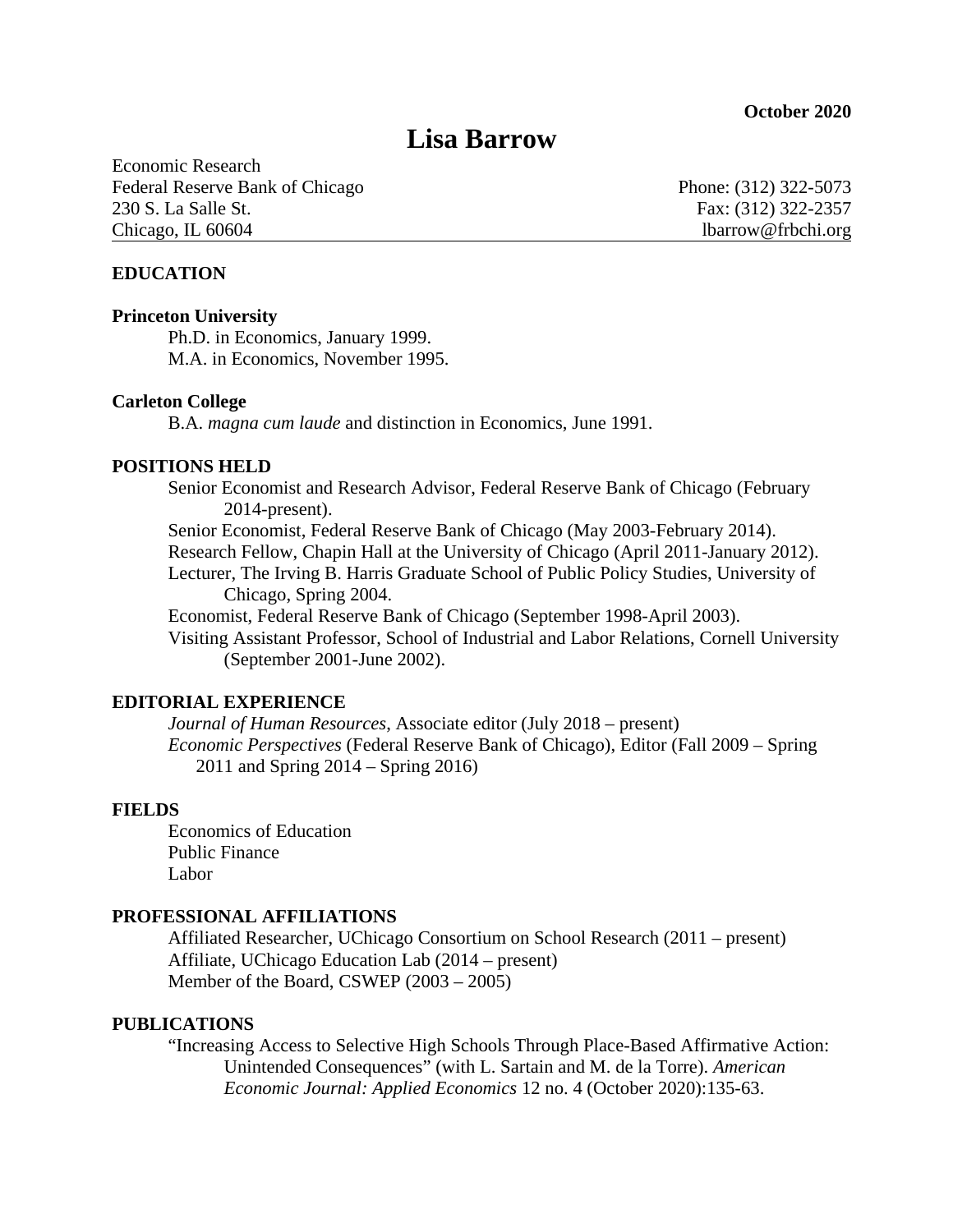**October 2020**

# Lisa Barrow

Economic Research
Federal Reserve Bank of Chicago
230 S. La Salle St.
Chicago, IL 60604

Phone: (312) 322-5073
Fax: (312) 322-2357
lbarrow@frbchi.org

## EDUCATION

**Princeton University**

Ph.D. in Economics, January 1999.
M.A. in Economics, November 1995.

**Carleton College**

B.A. *magna cum laude* and distinction in Economics, June 1991.

## POSITIONS HELD

Senior Economist and Research Advisor, Federal Reserve Bank of Chicago (February 2014-present).
Senior Economist, Federal Reserve Bank of Chicago (May 2003-February 2014).
Research Fellow, Chapin Hall at the University of Chicago (April 2011-January 2012).
Lecturer, The Irving B. Harris Graduate School of Public Policy Studies, University of Chicago, Spring 2004.
Economist, Federal Reserve Bank of Chicago (September 1998-April 2003).
Visiting Assistant Professor, School of Industrial and Labor Relations, Cornell University (September 2001-June 2002).

## EDITORIAL EXPERIENCE

*Journal of Human Resources*, Associate editor (July 2018 – present)
*Economic Perspectives* (Federal Reserve Bank of Chicago), Editor (Fall 2009 – Spring 2011 and Spring 2014 – Spring 2016)

## FIELDS

Economics of Education
Public Finance
Labor

## PROFESSIONAL AFFILIATIONS

Affiliated Researcher, UChicago Consortium on School Research (2011 – present)
Affiliate, UChicago Education Lab (2014 – present)
Member of the Board, CSWEP (2003 – 2005)

## PUBLICATIONS

"Increasing Access to Selective High Schools Through Place-Based Affirmative Action: Unintended Consequences" (with L. Sartain and M. de la Torre). *American Economic Journal: Applied Economics* 12 no. 4 (October 2020):135-63.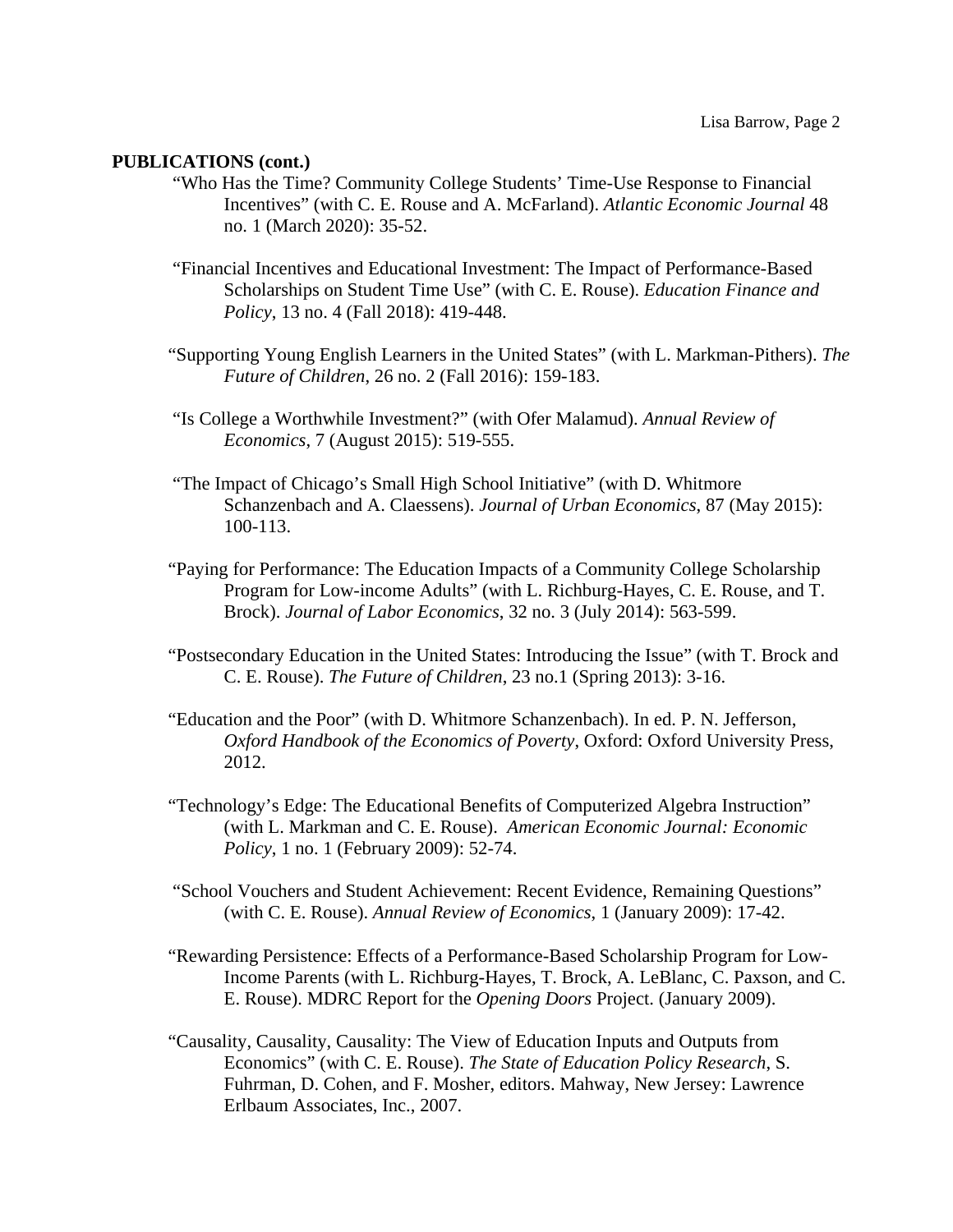**PUBLICATIONS (cont.)**

"Who Has the Time? Community College Students' Time-Use Response to Financial Incentives" (with C. E. Rouse and A. McFarland). *Atlantic Economic Journal* 48 no. 1 (March 2020): 35-52.

"Financial Incentives and Educational Investment: The Impact of Performance-Based Scholarships on Student Time Use" (with C. E. Rouse). *Education Finance and Policy*, 13 no. 4 (Fall 2018): 419-448.

"Supporting Young English Learners in the United States" (with L. Markman-Pithers). *The Future of Children*, 26 no. 2 (Fall 2016): 159-183.

"Is College a Worthwhile Investment?" (with Ofer Malamud). *Annual Review of Economics*, 7 (August 2015): 519-555.

"The Impact of Chicago's Small High School Initiative" (with D. Whitmore Schanzenbach and A. Claessens). *Journal of Urban Economics*, 87 (May 2015): 100-113.

"Paying for Performance: The Education Impacts of a Community College Scholarship Program for Low-income Adults" (with L. Richburg-Hayes, C. E. Rouse, and T. Brock). *Journal of Labor Economics*, 32 no. 3 (July 2014): 563-599.

"Postsecondary Education in the United States: Introducing the Issue" (with T. Brock and C. E. Rouse). *The Future of Children*, 23 no.1 (Spring 2013): 3-16.

"Education and the Poor" (with D. Whitmore Schanzenbach). In ed. P. N. Jefferson, *Oxford Handbook of the Economics of Poverty*, Oxford: Oxford University Press, 2012.

"Technology's Edge: The Educational Benefits of Computerized Algebra Instruction" (with L. Markman and C. E. Rouse). *American Economic Journal: Economic Policy*, 1 no. 1 (February 2009): 52-74.

"School Vouchers and Student Achievement: Recent Evidence, Remaining Questions" (with C. E. Rouse). *Annual Review of Economics*, 1 (January 2009): 17-42.

"Rewarding Persistence: Effects of a Performance-Based Scholarship Program for Low-Income Parents (with L. Richburg-Hayes, T. Brock, A. LeBlanc, C. Paxson, and C. E. Rouse). MDRC Report for the *Opening Doors* Project. (January 2009).

"Causality, Causality, Causality: The View of Education Inputs and Outputs from Economics" (with C. E. Rouse). *The State of Education Policy Research*, S. Fuhrman, D. Cohen, and F. Mosher, editors. Mahway, New Jersey: Lawrence Erlbaum Associates, Inc., 2007.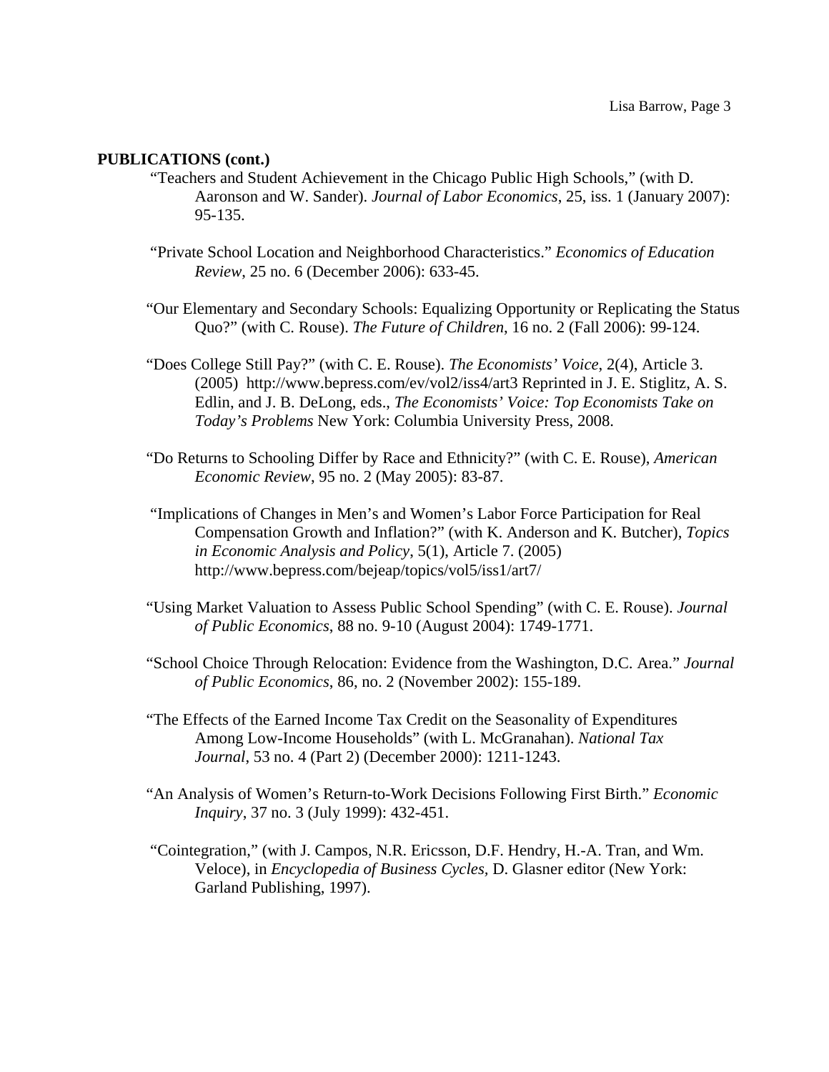**PUBLICATIONS (cont.)**

"Teachers and Student Achievement in the Chicago Public High Schools," (with D. Aaronson and W. Sander). *Journal of Labor Economics*, 25, iss. 1 (January 2007): 95-135.

"Private School Location and Neighborhood Characteristics." *Economics of Education Review*, 25 no. 6 (December 2006): 633-45.

"Our Elementary and Secondary Schools: Equalizing Opportunity or Replicating the Status Quo?" (with C. Rouse). *The Future of Children*, 16 no. 2 (Fall 2006): 99-124.

"Does College Still Pay?" (with C. E. Rouse). *The Economists' Voice*, 2(4), Article 3. (2005) http://www.bepress.com/ev/vol2/iss4/art3 Reprinted in J. E. Stiglitz, A. S. Edlin, and J. B. DeLong, eds., *The Economists' Voice: Top Economists Take on Today's Problems* New York: Columbia University Press, 2008.

"Do Returns to Schooling Differ by Race and Ethnicity?" (with C. E. Rouse), *American Economic Review*, 95 no. 2 (May 2005): 83-87.

"Implications of Changes in Men's and Women's Labor Force Participation for Real Compensation Growth and Inflation?" (with K. Anderson and K. Butcher), *Topics in Economic Analysis and Policy*, 5(1), Article 7. (2005) http://www.bepress.com/bejeap/topics/vol5/iss1/art7/

"Using Market Valuation to Assess Public School Spending" (with C. E. Rouse). *Journal of Public Economics*, 88 no. 9-10 (August 2004): 1749-1771.

"School Choice Through Relocation: Evidence from the Washington, D.C. Area." *Journal of Public Economics*, 86, no. 2 (November 2002): 155-189.

"The Effects of the Earned Income Tax Credit on the Seasonality of Expenditures Among Low-Income Households" (with L. McGranahan). *National Tax Journal*, 53 no. 4 (Part 2) (December 2000): 1211-1243.

"An Analysis of Women's Return-to-Work Decisions Following First Birth." *Economic Inquiry*, 37 no. 3 (July 1999): 432-451.

"Cointegration," (with J. Campos, N.R. Ericsson, D.F. Hendry, H.-A. Tran, and Wm. Veloce), in *Encyclopedia of Business Cycles,* D. Glasner editor (New York: Garland Publishing, 1997).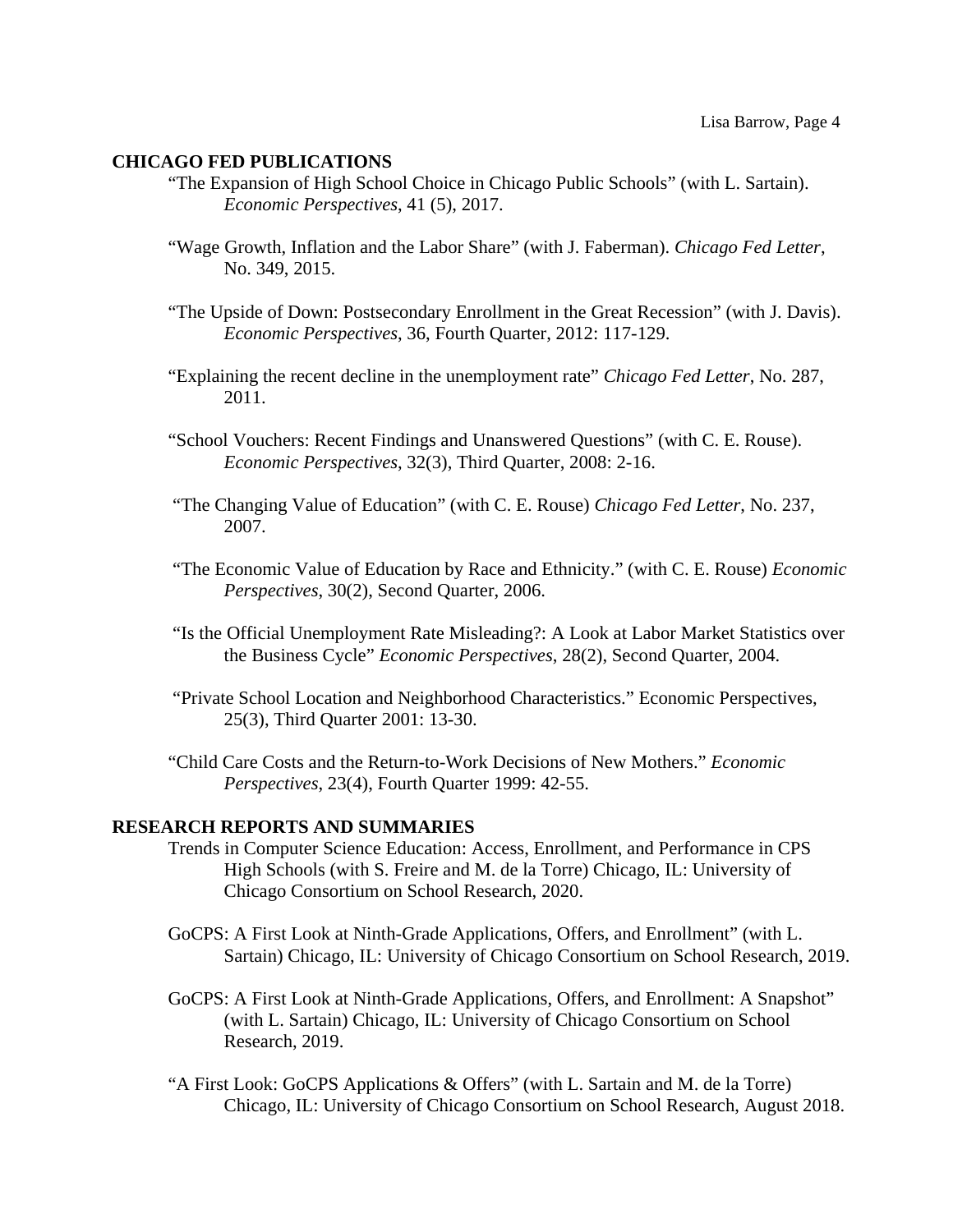## CHICAGO FED PUBLICATIONS

"The Expansion of High School Choice in Chicago Public Schools" (with L. Sartain). *Economic Perspectives*, 41 (5), 2017.

"Wage Growth, Inflation and the Labor Share" (with J. Faberman). *Chicago Fed Letter*, No. 349, 2015.

"The Upside of Down: Postsecondary Enrollment in the Great Recession" (with J. Davis). *Economic Perspectives*, 36, Fourth Quarter, 2012: 117-129.

"Explaining the recent decline in the unemployment rate" *Chicago Fed Letter*, No. 287, 2011.

"School Vouchers: Recent Findings and Unanswered Questions" (with C. E. Rouse). *Economic Perspectives*, 32(3), Third Quarter, 2008: 2-16.

"The Changing Value of Education" (with C. E. Rouse) *Chicago Fed Letter*, No. 237, 2007.

"The Economic Value of Education by Race and Ethnicity." (with C. E. Rouse) *Economic Perspectives*, 30(2), Second Quarter, 2006.

"Is the Official Unemployment Rate Misleading?: A Look at Labor Market Statistics over the Business Cycle" *Economic Perspectives*, 28(2), Second Quarter, 2004.

"Private School Location and Neighborhood Characteristics." Economic Perspectives, 25(3), Third Quarter 2001: 13-30.

"Child Care Costs and the Return-to-Work Decisions of New Mothers." *Economic Perspectives*, 23(4), Fourth Quarter 1999: 42-55.

## RESEARCH REPORTS AND SUMMARIES

Trends in Computer Science Education: Access, Enrollment, and Performance in CPS High Schools (with S. Freire and M. de la Torre) Chicago, IL: University of Chicago Consortium on School Research, 2020.

GoCPS: A First Look at Ninth-Grade Applications, Offers, and Enrollment" (with L. Sartain) Chicago, IL: University of Chicago Consortium on School Research, 2019.

GoCPS: A First Look at Ninth-Grade Applications, Offers, and Enrollment: A Snapshot" (with L. Sartain) Chicago, IL: University of Chicago Consortium on School Research, 2019.

"A First Look: GoCPS Applications & Offers" (with L. Sartain and M. de la Torre) Chicago, IL: University of Chicago Consortium on School Research, August 2018.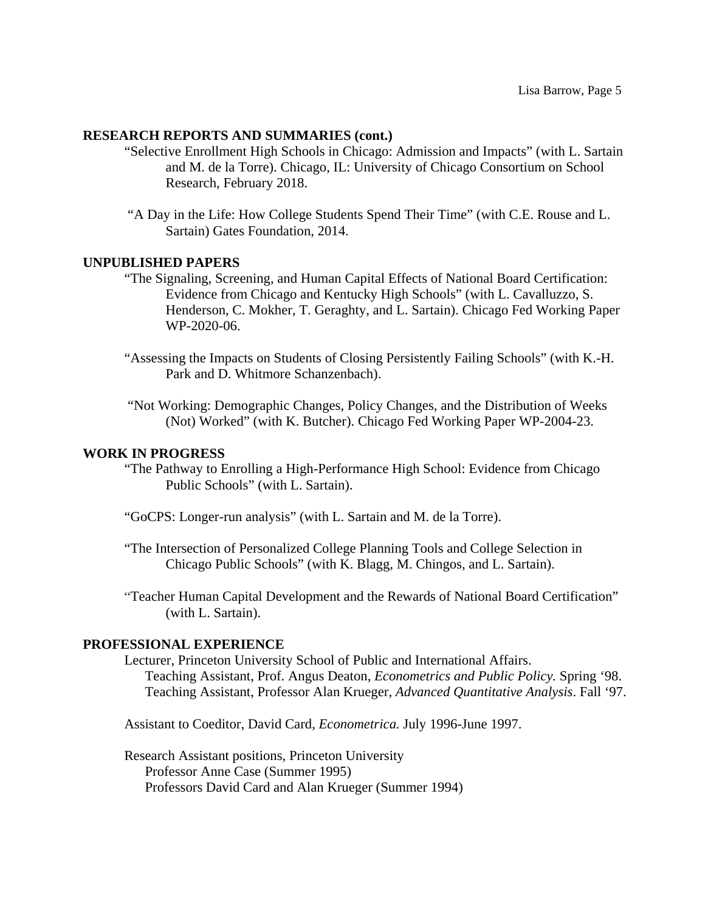## RESEARCH REPORTS AND SUMMARIES (cont.)

"Selective Enrollment High Schools in Chicago: Admission and Impacts" (with L. Sartain and M. de la Torre). Chicago, IL: University of Chicago Consortium on School Research, February 2018.

"A Day in the Life: How College Students Spend Their Time" (with C.E. Rouse and L. Sartain) Gates Foundation, 2014.

## UNPUBLISHED PAPERS

"The Signaling, Screening, and Human Capital Effects of National Board Certification: Evidence from Chicago and Kentucky High Schools" (with L. Cavalluzzo, S. Henderson, C. Mokher, T. Geraghty, and L. Sartain). Chicago Fed Working Paper WP-2020-06.

"Assessing the Impacts on Students of Closing Persistently Failing Schools" (with K.-H. Park and D. Whitmore Schanzenbach).

"Not Working: Demographic Changes, Policy Changes, and the Distribution of Weeks (Not) Worked" (with K. Butcher). Chicago Fed Working Paper WP-2004-23.

## WORK IN PROGRESS

"The Pathway to Enrolling a High-Performance High School: Evidence from Chicago Public Schools" (with L. Sartain).

"GoCPS: Longer-run analysis" (with L. Sartain and M. de la Torre).

"The Intersection of Personalized College Planning Tools and College Selection in Chicago Public Schools" (with K. Blagg, M. Chingos, and L. Sartain).

"Teacher Human Capital Development and the Rewards of National Board Certification" (with L. Sartain).

## PROFESSIONAL EXPERIENCE

Lecturer, Princeton University School of Public and International Affairs.
- Teaching Assistant, Prof. Angus Deaton, *Econometrics and Public Policy.* Spring '98.
- Teaching Assistant, Professor Alan Krueger, *Advanced Quantitative Analysis*. Fall '97.

Assistant to Coeditor, David Card, *Econometrica.* July 1996-June 1997.

Research Assistant positions, Princeton University
- Professor Anne Case (Summer 1995)
- Professors David Card and Alan Krueger (Summer 1994)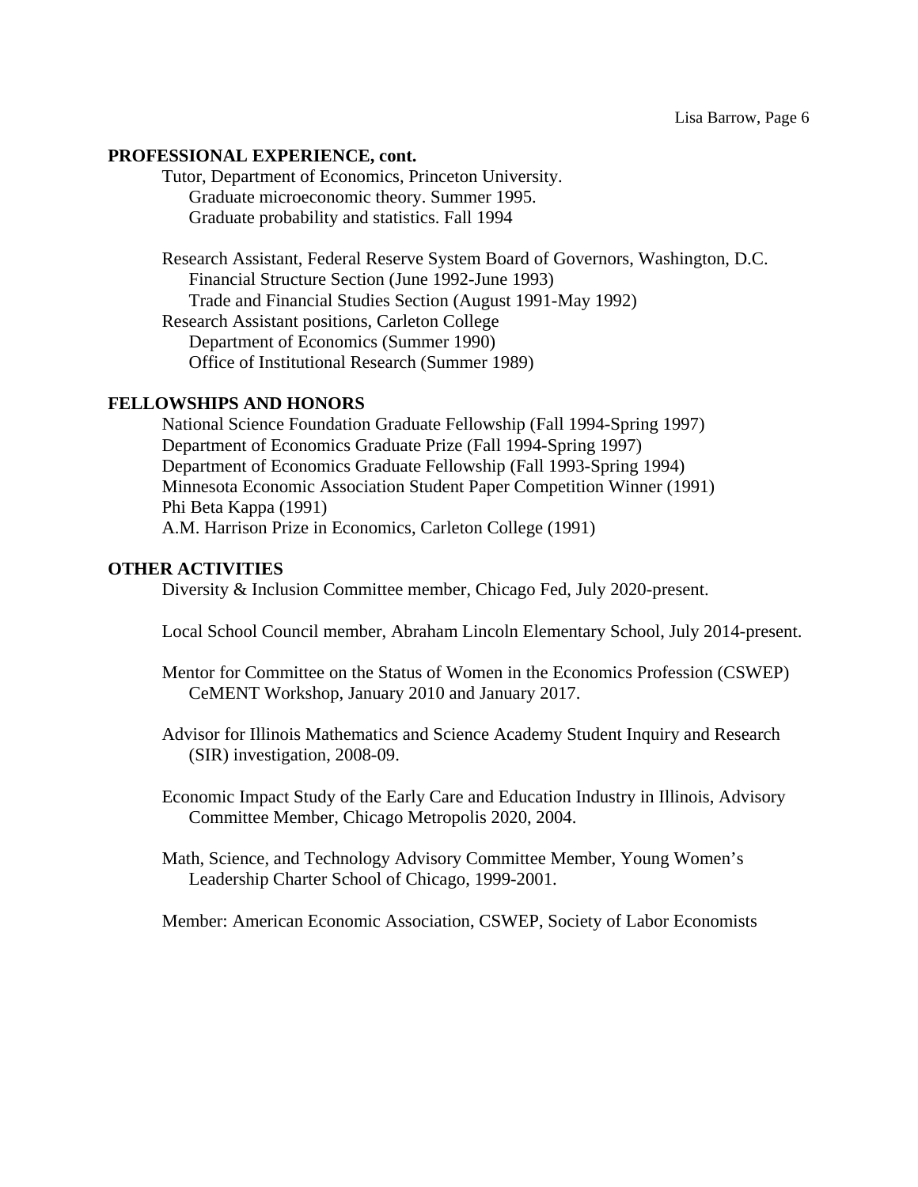## PROFESSIONAL EXPERIENCE, cont.

Tutor, Department of Economics, Princeton University.
- Graduate microeconomic theory. Summer 1995.
- Graduate probability and statistics. Fall 1994

Research Assistant, Federal Reserve System Board of Governors, Washington, D.C.
- Financial Structure Section (June 1992-June 1993)
- Trade and Financial Studies Section (August 1991-May 1992)

Research Assistant positions, Carleton College
- Department of Economics (Summer 1990)
- Office of Institutional Research (Summer 1989)

## FELLOWSHIPS AND HONORS

National Science Foundation Graduate Fellowship (Fall 1994-Spring 1997)
Department of Economics Graduate Prize (Fall 1994-Spring 1997)
Department of Economics Graduate Fellowship (Fall 1993-Spring 1994)
Minnesota Economic Association Student Paper Competition Winner (1991)
Phi Beta Kappa (1991)
A.M. Harrison Prize in Economics, Carleton College (1991)

## OTHER ACTIVITIES

Diversity & Inclusion Committee member, Chicago Fed, July 2020-present.

Local School Council member, Abraham Lincoln Elementary School, July 2014-present.

Mentor for Committee on the Status of Women in the Economics Profession (CSWEP) CeMENT Workshop, January 2010 and January 2017.

Advisor for Illinois Mathematics and Science Academy Student Inquiry and Research (SIR) investigation, 2008-09.

Economic Impact Study of the Early Care and Education Industry in Illinois, Advisory Committee Member, Chicago Metropolis 2020, 2004.

Math, Science, and Technology Advisory Committee Member, Young Women's Leadership Charter School of Chicago, 1999-2001.

Member: American Economic Association, CSWEP, Society of Labor Economists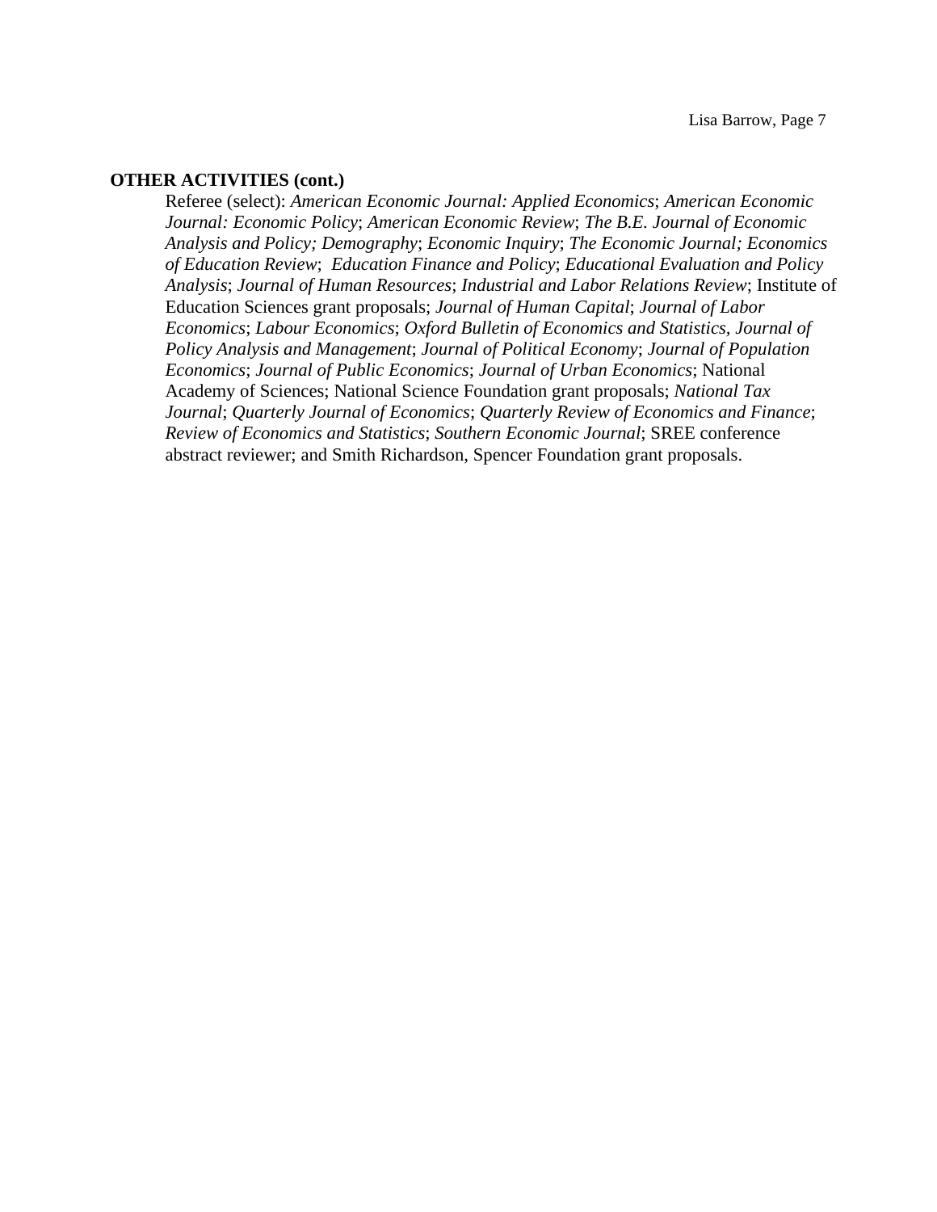**OTHER ACTIVITIES (cont.)**

Referee (select): *American Economic Journal: Applied Economics*; *American Economic Journal: Economic Policy*; *American Economic Review*; *The B.E. Journal of Economic Analysis and Policy; Demography*; *Economic Inquiry*; *The Economic Journal; Economics of Education Review*; *Education Finance and Policy*; *Educational Evaluation and Policy Analysis*; *Journal of Human Resources*; *Industrial and Labor Relations Review*; Institute of Education Sciences grant proposals; *Journal of Human Capital*; *Journal of Labor Economics*; *Labour Economics*; *Oxford Bulletin of Economics and Statistics*, *Journal of Policy Analysis and Management*; *Journal of Political Economy*; *Journal of Population Economics*; *Journal of Public Economics*; *Journal of Urban Economics*; National Academy of Sciences; National Science Foundation grant proposals; *National Tax Journal*; *Quarterly Journal of Economics*; *Quarterly Review of Economics and Finance*; *Review of Economics and Statistics*; *Southern Economic Journal*; SREE conference abstract reviewer; and Smith Richardson, Spencer Foundation grant proposals.